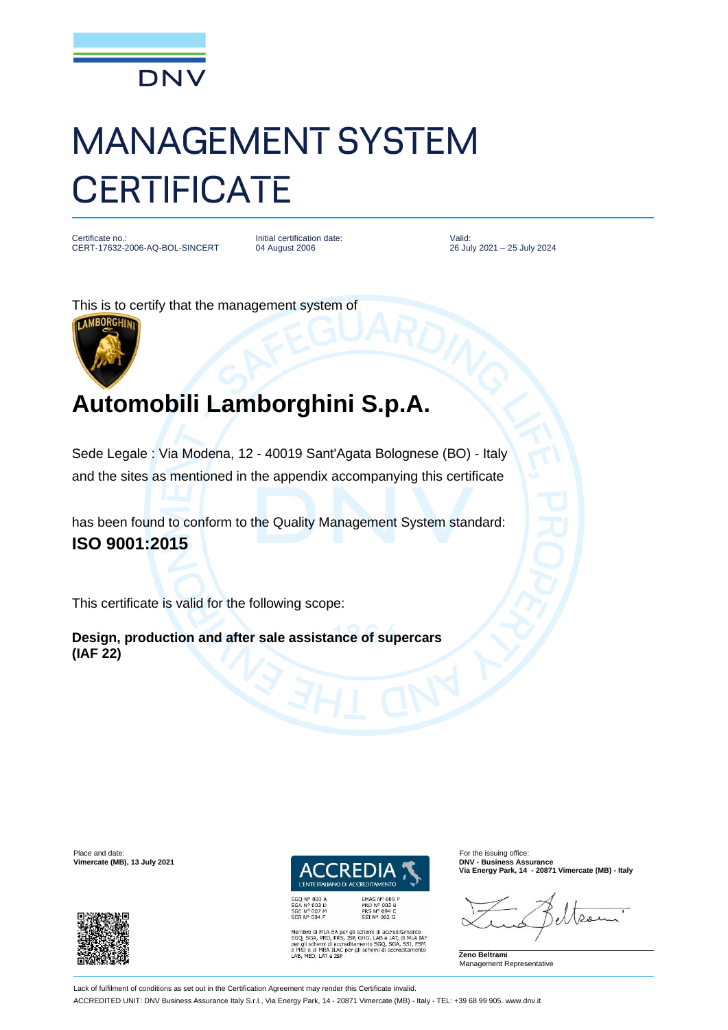DNV

# MANAGEMENT SYSTEM CERTIFICATE

Certificate no.:
CERT-17632-2006-AQ-BOL-SINCERT

Initial certification date:
04 August 2006

Valid:
26 July 2021 – 25 July 2024

This is to certify that the management system of

## Automobili Lamborghini S.p.A.

Sede Legale : Via Modena, 12 - 40019 Sant'Agata Bolognese (BO) - Italy
and the sites as mentioned in the appendix accompanying this certificate

has been found to conform to the Quality Management System standard:
**ISO 9001:2015**

This certificate is valid for the following scope:

**Design, production and after sale assistance of supercars**
**(IAF 22)**

Place and date:
**Vimercate (MB), 13 July 2021**

ACCREDIA
L'ENTE ITALIANO DI ACCREDITAMENTO

SGQ N° 003 A
SGA N° 003 D
SGE N° 007 M
SCR N° 004 F

EMAS N° 009 P
PRD N° 003 B
PRS N° 094 C
SSI N° 002 G

Membro di MLA EA per gli schemi di accreditamento SGQ, SGA, PRD, PRS, ISP, GHG, LAB e LAT, di MLA IAF per gli schemi di accreditamento SGQ, SGA, SSI, FSM e PRD e di MRA ILAC per gli schemi di accreditamento LAB, MED, LAT e ISP

For the issuing office:
**DNV - Business Assurance**
**Via Energy Park, 14 - 20871 Vimercate (MB) - Italy**

**Zeno Beltrami**
Management Representative

Lack of fulfilment of conditions as set out in the Certification Agreement may render this Certificate invalid.

ACCREDITED UNIT: DNV Business Assurance Italy S.r.l., Via Energy Park, 14 - 20871 Vimercate (MB) - Italy - TEL: +39 68 99 905. www.dnv.it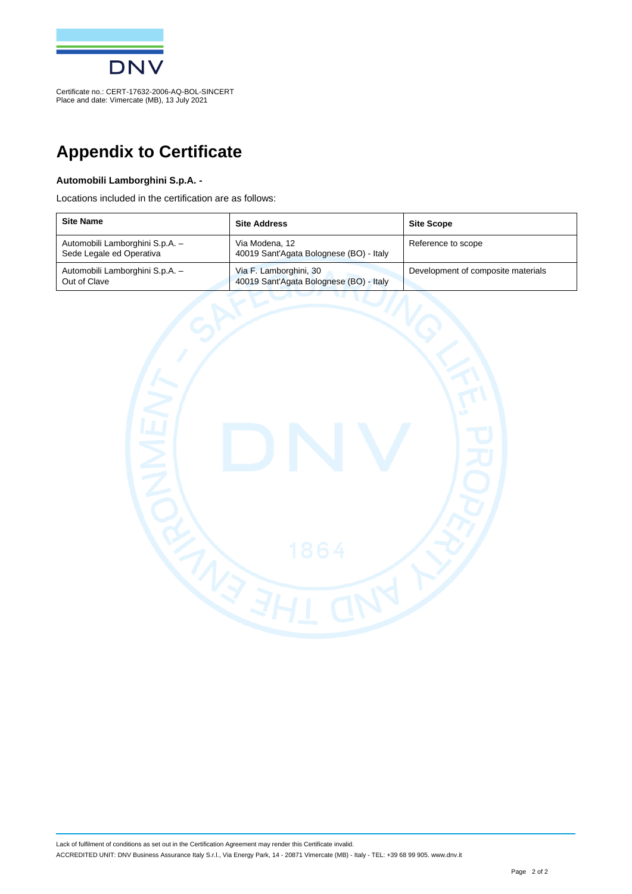Certificate no.: CERT-17632-2006-AQ-BOL-SINCERT
Place and date: Vimercate (MB), 13 July 2021

# Appendix to Certificate

**Automobili Lamborghini S.p.A. -**

Locations included in the certification are as follows:

| Site Name | Site Address | Site Scope |
|---|---|---|
| Automobili Lamborghini S.p.A. – Sede Legale ed Operativa | Via Modena, 12 40019 Sant'Agata Bolognese (BO) - Italy | Reference to scope |
| Automobili Lamborghini S.p.A. – Out of Clave | Via F. Lamborghini, 30 40019 Sant'Agata Bolognese (BO) - Italy | Development of composite materials |

Lack of fulfilment of conditions as set out in the Certification Agreement may render this Certificate invalid.

ACCREDITED UNIT: DNV Business Assurance Italy S.r.l., Via Energy Park, 14 - 20871 Vimercate (MB) - Italy - TEL: +39 68 99 905. www.dnv.it